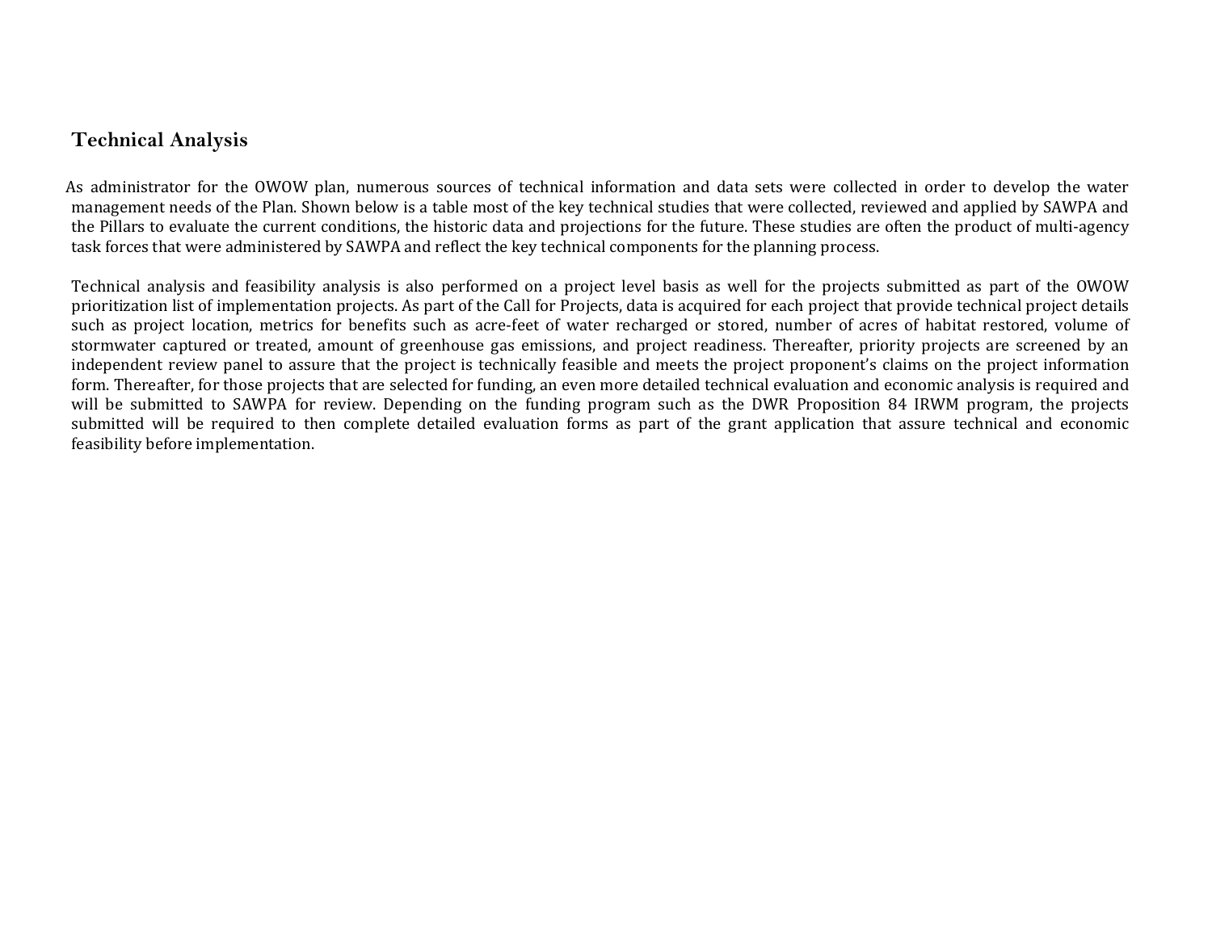## Technical Analysis

As administrator for the OWOW plan, numerous sources of technical information and data sets were collected in order to develop the water management needs of the Plan. Shown below is a table most of the key technical studies that were collected, reviewed and applied by SAWPA and the Pillars to evaluate the current conditions, the historic data and projections for the future. These studies are often the product of multi-agency task forces that were administered by SAWPA and reflect the key technical components for the planning process.

Technical analysis and feasibility analysis is also performed on a project level basis as well for the projects submitted as part of the OWOW prioritization list of implementation projects. As part of the Call for Projects, data is acquired for each project that provide technical project details such as project location, metrics for benefits such as acre-feet of water recharged or stored, number of acres of habitat restored, volume of stormwater captured or treated, amount of greenhouse gas emissions, and project readiness. Thereafter, priority projects are screened by an independent review panel to assure that the project is technically feasible and meets the project proponent's claims on the project information form. Thereafter, for those projects that are selected for funding, an even more detailed technical evaluation and economic analysis is required and will be submitted to SAWPA for review. Depending on the funding program such as the DWR Proposition 84 IRWM program, the projects submitted will be required to then complete detailed evaluation forms as part of the grant application that assure technical and economic feasibility before implementation.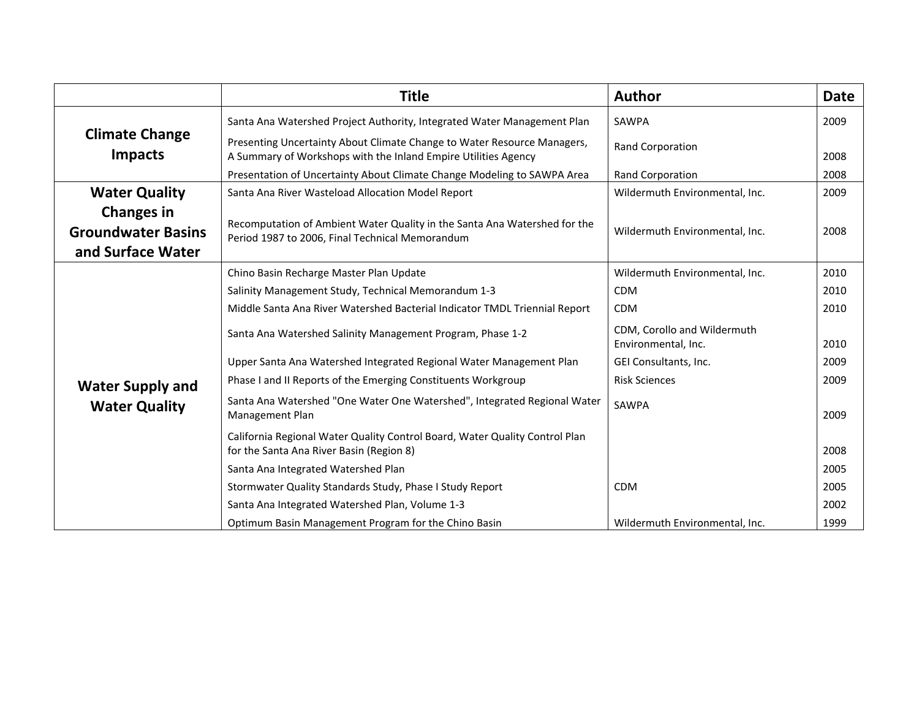| | Title | Author | Date |
|---|---|---|---|
| **Climate Change Impacts** | Santa Ana Watershed Project Authority, Integrated Water Management Plan | SAWPA | 2009 |
| | Presenting Uncertainty About Climate Change to Water Resource Managers, A Summary of Workshops with the Inland Empire Utilities Agency | Rand Corporation | 2008 |
| | Presentation of Uncertainty About Climate Change Modeling to SAWPA Area | Rand Corporation | 2008 |
| **Water Quality Changes in Groundwater Basins and Surface Water** | Santa Ana River Wasteload Allocation Model Report | Wildermuth Environmental, Inc. | 2009 |
| | Recomputation of Ambient Water Quality in the Santa Ana Watershed for the Period 1987 to 2006, Final Technical Memorandum | Wildermuth Environmental, Inc. | 2008 |
| **Water Supply and Water Quality** | Chino Basin Recharge Master Plan Update | Wildermuth Environmental, Inc. | 2010 |
| | Salinity Management Study, Technical Memorandum 1-3 | CDM | 2010 |
| | Middle Santa Ana River Watershed Bacterial Indicator TMDL Triennial Report | CDM | 2010 |
| | Santa Ana Watershed Salinity Management Program, Phase 1-2 | CDM, Corollo and Wildermuth Environmental, Inc. | 2010 |
| | Upper Santa Ana Watershed Integrated Regional Water Management Plan | GEI Consultants, Inc. | 2009 |
| | Phase I and II Reports of the Emerging Constituents Workgroup | Risk Sciences | 2009 |
| | Santa Ana Watershed "One Water One Watershed", Integrated Regional Water Management Plan | SAWPA | 2009 |
| | California Regional Water Quality Control Board, Water Quality Control Plan for the Santa Ana River Basin (Region 8) | | 2008 |
| | Santa Ana Integrated Watershed Plan | | 2005 |
| | Stormwater Quality Standards Study, Phase I Study Report | CDM | 2005 |
| | Santa Ana Integrated Watershed Plan, Volume 1-3 | | 2002 |
| | Optimum Basin Management Program for the Chino Basin | Wildermuth Environmental, Inc. | 1999 |